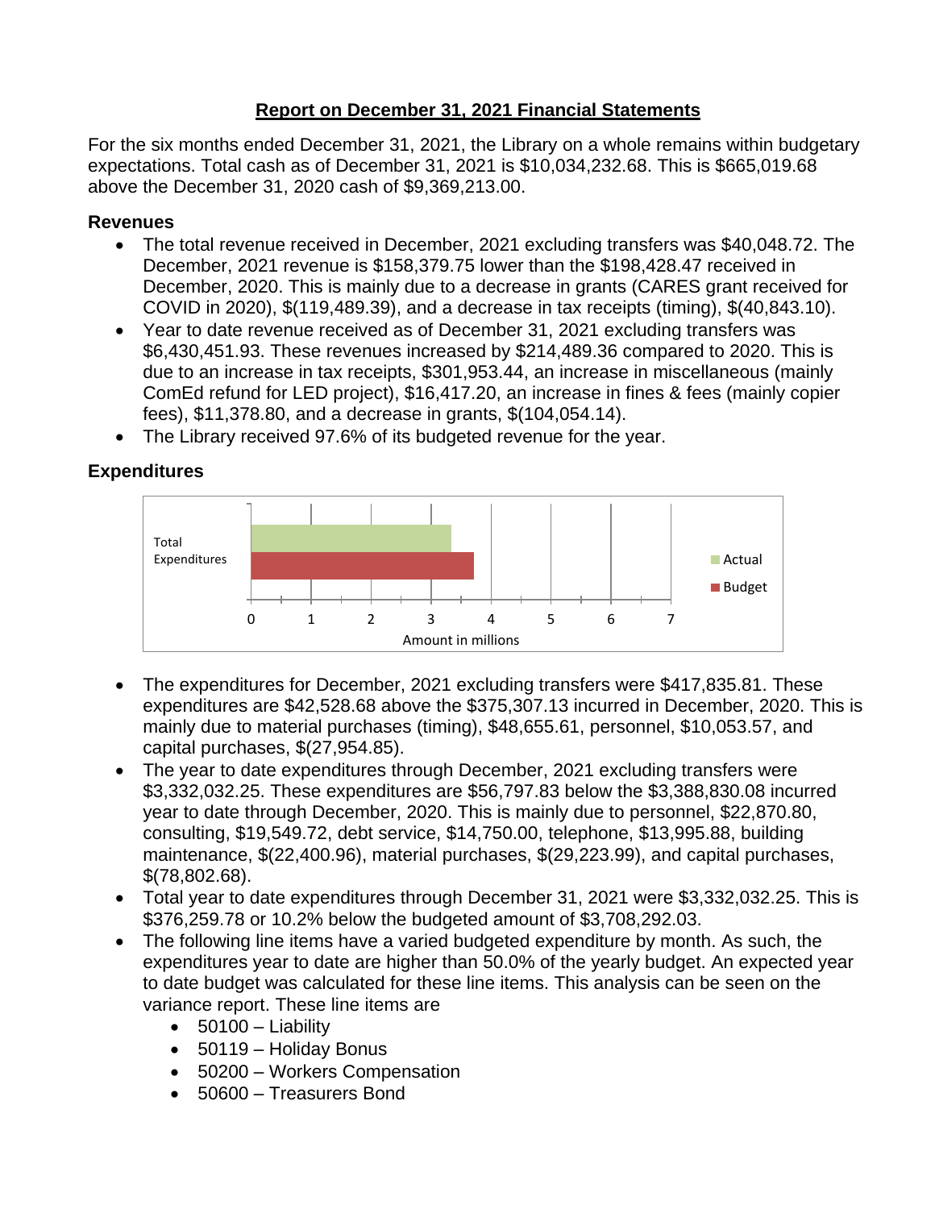# Report on December 31, 2021 Financial Statements

For the six months ended December 31, 2021, the Library on a whole remains within budgetary expectations. Total cash as of December 31, 2021 is $10,034,232.68. This is $665,019.68 above the December 31, 2020 cash of $9,369,213.00.

### Revenues

- The total revenue received in December, 2021 excluding transfers was $40,048.72. The December, 2021 revenue is $158,379.75 lower than the $198,428.47 received in December, 2020. This is mainly due to a decrease in grants (CARES grant received for COVID in 2020), $(119,489.39), and a decrease in tax receipts (timing), $(40,843.10).
- Year to date revenue received as of December 31, 2021 excluding transfers was $6,430,451.93. These revenues increased by $214,489.36 compared to 2020. This is due to an increase in tax receipts, $301,953.44, an increase in miscellaneous (mainly ComEd refund for LED project), $16,417.20, an increase in fines & fees (mainly copier fees), $11,378.80, and a decrease in grants, $(104,054.14).
- The Library received 97.6% of its budgeted revenue for the year.

### Expenditures

- The expenditures for December, 2021 excluding transfers were $417,835.81. These expenditures are $42,528.68 above the $375,307.13 incurred in December, 2020. This is mainly due to material purchases (timing), $48,655.61, personnel, $10,053.57, and capital purchases, $(27,954.85).
- The year to date expenditures through December, 2021 excluding transfers were $3,332,032.25. These expenditures are $56,797.83 below the $3,388,830.08 incurred year to date through December, 2020. This is mainly due to personnel, $22,870.80, consulting, $19,549.72, debt service, $14,750.00, telephone, $13,995.88, building maintenance, $(22,400.96), material purchases, $(29,223.99), and capital purchases, $(78,802.68).
- Total year to date expenditures through December 31, 2021 were $3,332,032.25. This is $376,259.78 or 10.2% below the budgeted amount of $3,708,292.03.
- The following line items have a varied budgeted expenditure by month. As such, the expenditures year to date are higher than 50.0% of the yearly budget. An expected year to date budget was calculated for these line items. This analysis can be seen on the variance report. These line items are
  - 50100 – Liability
  - 50119 – Holiday Bonus
  - 50200 – Workers Compensation
  - 50600 – Treasurers Bond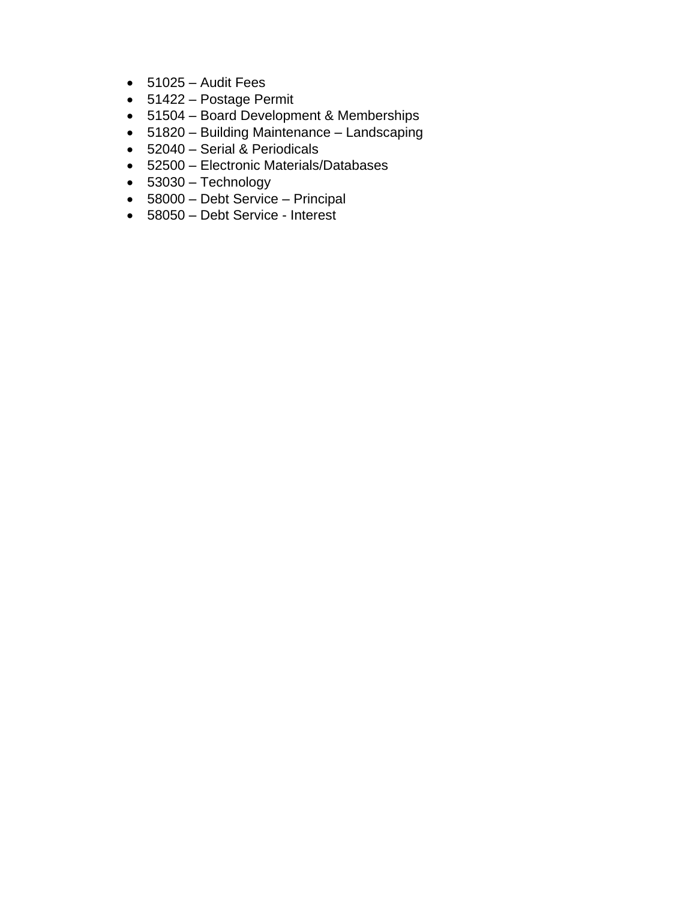- 51025 – Audit Fees
- 51422 – Postage Permit
- 51504 – Board Development & Memberships
- 51820 – Building Maintenance – Landscaping
- 52040 – Serial & Periodicals
- 52500 – Electronic Materials/Databases
- 53030 – Technology
- 58000 – Debt Service – Principal
- 58050 – Debt Service - Interest